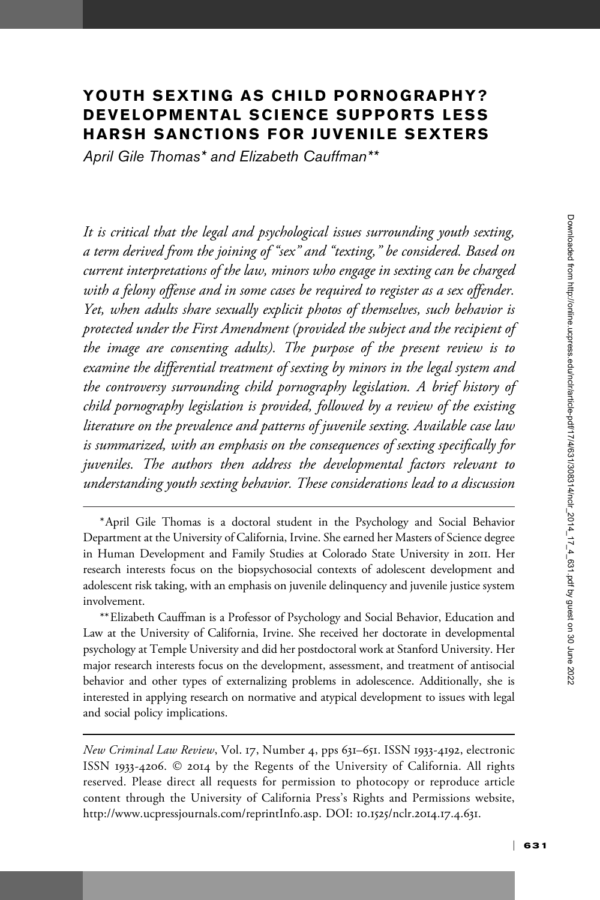# YOUTH SEXTING AS CHILD PORNOGRAPHY? DEVELOPMENTAL SCIENCE SUPPORTS LESS HARSH SANCTIONS FOR JUVENILE SEXTERS

*April Gile Thomas\* and Elizabeth Cauffman\*\**

*It is critical that the legal and psychological issues surrounding youth sexting, a term derived from the joining of "sex" and "texting," be considered. Based on current interpretations of the law, minors who engage in sexting can be charged with a felony offense and in some cases be required to register as a sex offender. Yet, when adults share sexually explicit photos of themselves, such behavior is protected under the First Amendment (provided the subject and the recipient of the image are consenting adults). The purpose of the present review is to examine the differential treatment of sexting by minors in the legal system and the controversy surrounding child pornography legislation. A brief history of child pornography legislation is provided, followed by a review of the existing literature on the prevalence and patterns of juvenile sexting. Available case law is summarized, with an emphasis on the consequences of sexting specifically for juveniles. The authors then address the developmental factors relevant to understanding youth sexting behavior. These considerations lead to a discussion*

---

\*April Gile Thomas is a doctoral student in the Psychology and Social Behavior Department at the University of California, Irvine. She earned her Masters of Science degree in Human Development and Family Studies at Colorado State University in 2011. Her research interests focus on the biopsychosocial contexts of adolescent development and adolescent risk taking, with an emphasis on juvenile delinquency and juvenile justice system involvement.

\*\*Elizabeth Cauffman is a Professor of Psychology and Social Behavior, Education and Law at the University of California, Irvine. She received her doctorate in developmental psychology at Temple University and did her postdoctoral work at Stanford University. Her major research interests focus on the development, assessment, and treatment of antisocial behavior and other types of externalizing problems in adolescence. Additionally, she is interested in applying research on normative and atypical development to issues with legal and social policy implications.

---

*New Criminal Law Review*, Vol. 17, Number 4, pps 631–651. ISSN 1933-4192, electronic ISSN 1933-4206. © 2014 by the Regents of the University of California. All rights reserved. Please direct all requests for permission to photocopy or reproduce article content through the University of California Press's Rights and Permissions website, http://www.ucpressjournals.com/reprintInfo.asp. DOI: 10.1525/nclr.2014.17.4.631.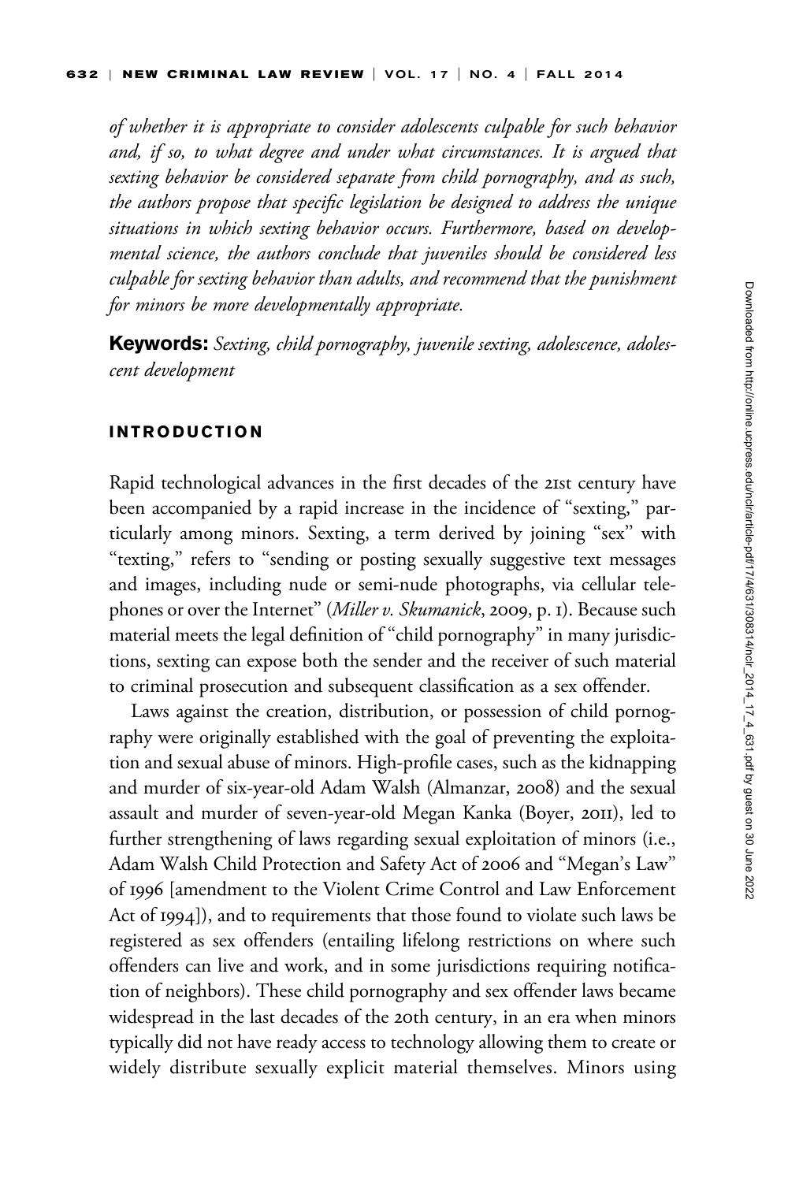*of whether it is appropriate to consider adolescents culpable for such behavior and, if so, to what degree and under what circumstances. It is argued that sexting behavior be considered separate from child pornography, and as such, the authors propose that specific legislation be designed to address the unique situations in which sexting behavior occurs. Furthermore, based on developmental science, the authors conclude that juveniles should be considered less culpable for sexting behavior than adults, and recommend that the punishment for minors be more developmentally appropriate.*

**Keywords:** *Sexting, child pornography, juvenile sexting, adolescence, adolescent development*

## INTRODUCTION

Rapid technological advances in the first decades of the 21st century have been accompanied by a rapid increase in the incidence of "sexting," particularly among minors. Sexting, a term derived by joining "sex" with "texting," refers to "sending or posting sexually suggestive text messages and images, including nude or semi-nude photographs, via cellular telephones or over the Internet" (*Miller v. Skumanick*, 2009, p. 1). Because such material meets the legal definition of "child pornography" in many jurisdictions, sexting can expose both the sender and the receiver of such material to criminal prosecution and subsequent classification as a sex offender.

Laws against the creation, distribution, or possession of child pornography were originally established with the goal of preventing the exploitation and sexual abuse of minors. High-profile cases, such as the kidnapping and murder of six-year-old Adam Walsh (Almanzar, 2008) and the sexual assault and murder of seven-year-old Megan Kanka (Boyer, 2011), led to further strengthening of laws regarding sexual exploitation of minors (i.e., Adam Walsh Child Protection and Safety Act of 2006 and "Megan's Law" of 1996 [amendment to the Violent Crime Control and Law Enforcement Act of 1994]), and to requirements that those found to violate such laws be registered as sex offenders (entailing lifelong restrictions on where such offenders can live and work, and in some jurisdictions requiring notification of neighbors). These child pornography and sex offender laws became widespread in the last decades of the 20th century, in an era when minors typically did not have ready access to technology allowing them to create or widely distribute sexually explicit material themselves. Minors using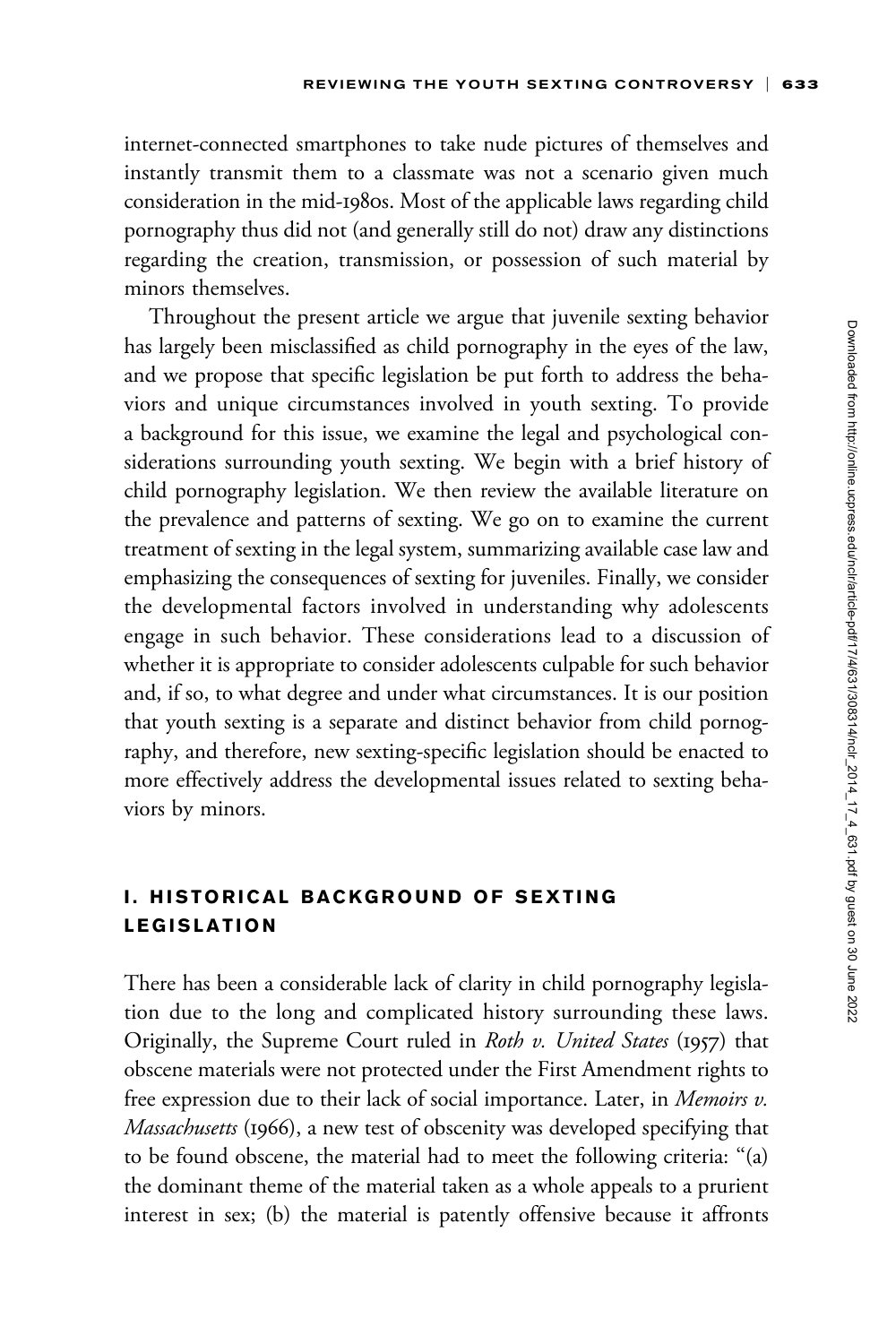internet-connected smartphones to take nude pictures of themselves and instantly transmit them to a classmate was not a scenario given much consideration in the mid-1980s. Most of the applicable laws regarding child pornography thus did not (and generally still do not) draw any distinctions regarding the creation, transmission, or possession of such material by minors themselves.

Throughout the present article we argue that juvenile sexting behavior has largely been misclassified as child pornography in the eyes of the law, and we propose that specific legislation be put forth to address the behaviors and unique circumstances involved in youth sexting. To provide a background for this issue, we examine the legal and psychological considerations surrounding youth sexting. We begin with a brief history of child pornography legislation. We then review the available literature on the prevalence and patterns of sexting. We go on to examine the current treatment of sexting in the legal system, summarizing available case law and emphasizing the consequences of sexting for juveniles. Finally, we consider the developmental factors involved in understanding why adolescents engage in such behavior. These considerations lead to a discussion of whether it is appropriate to consider adolescents culpable for such behavior and, if so, to what degree and under what circumstances. It is our position that youth sexting is a separate and distinct behavior from child pornography, and therefore, new sexting-specific legislation should be enacted to more effectively address the developmental issues related to sexting behaviors by minors.

## I. HISTORICAL BACKGROUND OF SEXTING LEGISLATION

There has been a considerable lack of clarity in child pornography legislation due to the long and complicated history surrounding these laws. Originally, the Supreme Court ruled in *Roth v. United States* (1957) that obscene materials were not protected under the First Amendment rights to free expression due to their lack of social importance. Later, in *Memoirs v. Massachusetts* (1966), a new test of obscenity was developed specifying that to be found obscene, the material had to meet the following criteria: "(a) the dominant theme of the material taken as a whole appeals to a prurient interest in sex; (b) the material is patently offensive because it affronts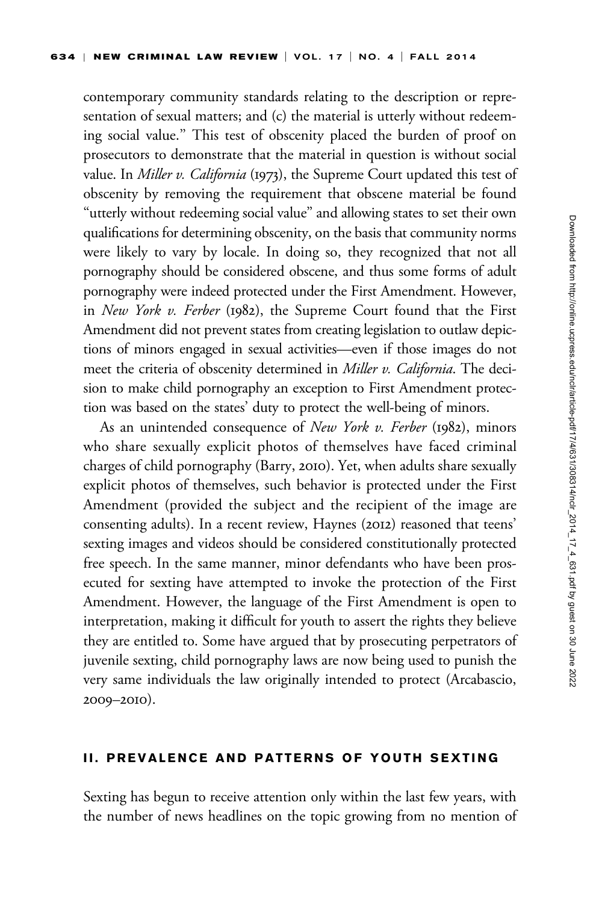contemporary community standards relating to the description or representation of sexual matters; and (c) the material is utterly without redeeming social value." This test of obscenity placed the burden of proof on prosecutors to demonstrate that the material in question is without social value. In *Miller v. California* (1973), the Supreme Court updated this test of obscenity by removing the requirement that obscene material be found "utterly without redeeming social value" and allowing states to set their own qualifications for determining obscenity, on the basis that community norms were likely to vary by locale. In doing so, they recognized that not all pornography should be considered obscene, and thus some forms of adult pornography were indeed protected under the First Amendment. However, in *New York v. Ferber* (1982), the Supreme Court found that the First Amendment did not prevent states from creating legislation to outlaw depictions of minors engaged in sexual activities—even if those images do not meet the criteria of obscenity determined in *Miller v. California*. The decision to make child pornography an exception to First Amendment protection was based on the states' duty to protect the well-being of minors.

As an unintended consequence of *New York v. Ferber* (1982), minors who share sexually explicit photos of themselves have faced criminal charges of child pornography (Barry, 2010). Yet, when adults share sexually explicit photos of themselves, such behavior is protected under the First Amendment (provided the subject and the recipient of the image are consenting adults). In a recent review, Haynes (2012) reasoned that teens' sexting images and videos should be considered constitutionally protected free speech. In the same manner, minor defendants who have been prosecuted for sexting have attempted to invoke the protection of the First Amendment. However, the language of the First Amendment is open to interpretation, making it difficult for youth to assert the rights they believe they are entitled to. Some have argued that by prosecuting perpetrators of juvenile sexting, child pornography laws are now being used to punish the very same individuals the law originally intended to protect (Arcabascio, 2009–2010).

## II. PREVALENCE AND PATTERNS OF YOUTH SEXTING

Sexting has begun to receive attention only within the last few years, with the number of news headlines on the topic growing from no mention of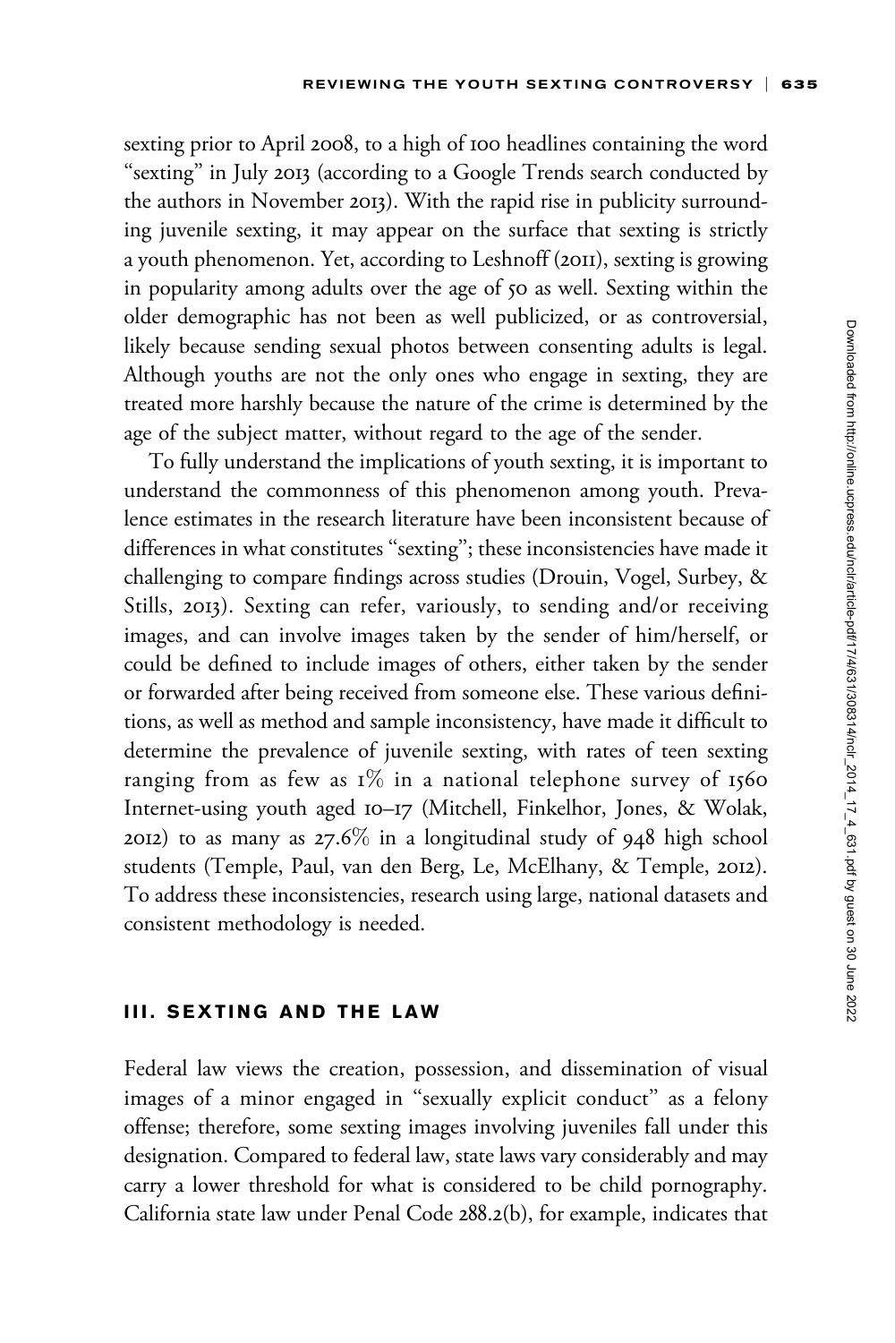sexting prior to April 2008, to a high of 100 headlines containing the word "sexting" in July 2013 (according to a Google Trends search conducted by the authors in November 2013). With the rapid rise in publicity surrounding juvenile sexting, it may appear on the surface that sexting is strictly a youth phenomenon. Yet, according to Leshnoff (2011), sexting is growing in popularity among adults over the age of 50 as well. Sexting within the older demographic has not been as well publicized, or as controversial, likely because sending sexual photos between consenting adults is legal. Although youths are not the only ones who engage in sexting, they are treated more harshly because the nature of the crime is determined by the age of the subject matter, without regard to the age of the sender.

To fully understand the implications of youth sexting, it is important to understand the commonness of this phenomenon among youth. Prevalence estimates in the research literature have been inconsistent because of differences in what constitutes "sexting"; these inconsistencies have made it challenging to compare findings across studies (Drouin, Vogel, Surbey, & Stills, 2013). Sexting can refer, variously, to sending and/or receiving images, and can involve images taken by the sender of him/herself, or could be defined to include images of others, either taken by the sender or forwarded after being received from someone else. These various definitions, as well as method and sample inconsistency, have made it difficult to determine the prevalence of juvenile sexting, with rates of teen sexting ranging from as few as 1% in a national telephone survey of 1560 Internet-using youth aged 10–17 (Mitchell, Finkelhor, Jones, & Wolak, 2012) to as many as 27.6% in a longitudinal study of 948 high school students (Temple, Paul, van den Berg, Le, McElhany, & Temple, 2012). To address these inconsistencies, research using large, national datasets and consistent methodology is needed.

## III. SEXTING AND THE LAW

Federal law views the creation, possession, and dissemination of visual images of a minor engaged in "sexually explicit conduct" as a felony offense; therefore, some sexting images involving juveniles fall under this designation. Compared to federal law, state laws vary considerably and may carry a lower threshold for what is considered to be child pornography. California state law under Penal Code 288.2(b), for example, indicates that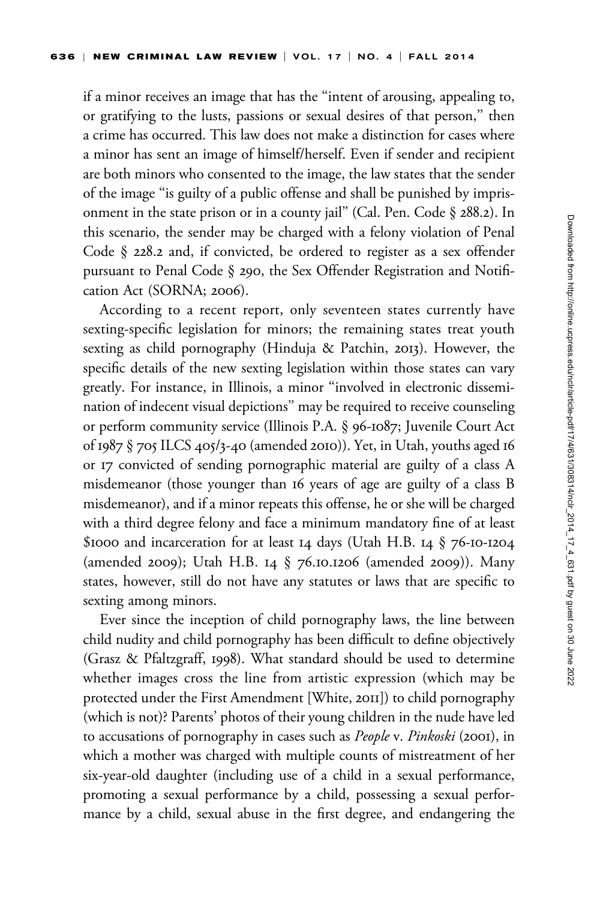if a minor receives an image that has the "intent of arousing, appealing to, or gratifying to the lusts, passions or sexual desires of that person," then a crime has occurred. This law does not make a distinction for cases where a minor has sent an image of himself/herself. Even if sender and recipient are both minors who consented to the image, the law states that the sender of the image "is guilty of a public offense and shall be punished by imprisonment in the state prison or in a county jail" (Cal. Pen. Code § 288.2). In this scenario, the sender may be charged with a felony violation of Penal Code § 228.2 and, if convicted, be ordered to register as a sex offender pursuant to Penal Code § 290, the Sex Offender Registration and Notification Act (SORNA; 2006).

According to a recent report, only seventeen states currently have sexting-specific legislation for minors; the remaining states treat youth sexting as child pornography (Hinduja & Patchin, 2013). However, the specific details of the new sexting legislation within those states can vary greatly. For instance, in Illinois, a minor "involved in electronic dissemination of indecent visual depictions" may be required to receive counseling or perform community service (Illinois P.A. § 96-1087; Juvenile Court Act of 1987 § 705 ILCS 405/3-40 (amended 2010)). Yet, in Utah, youths aged 16 or 17 convicted of sending pornographic material are guilty of a class A misdemeanor (those younger than 16 years of age are guilty of a class B misdemeanor), and if a minor repeats this offense, he or she will be charged with a third degree felony and face a minimum mandatory fine of at least $1000 and incarceration for at least 14 days (Utah H.B. 14 § 76-10-1204 (amended 2009); Utah H.B. 14 § 76.10.1206 (amended 2009)). Many states, however, still do not have any statutes or laws that are specific to sexting among minors.

Ever since the inception of child pornography laws, the line between child nudity and child pornography has been difficult to define objectively (Grasz & Pfaltzgraff, 1998). What standard should be used to determine whether images cross the line from artistic expression (which may be protected under the First Amendment [White, 2011]) to child pornography (which is not)? Parents' photos of their young children in the nude have led to accusations of pornography in cases such as *People* v. *Pinkoski* (2001), in which a mother was charged with multiple counts of mistreatment of her six-year-old daughter (including use of a child in a sexual performance, promoting a sexual performance by a child, possessing a sexual performance by a child, sexual abuse in the first degree, and endangering the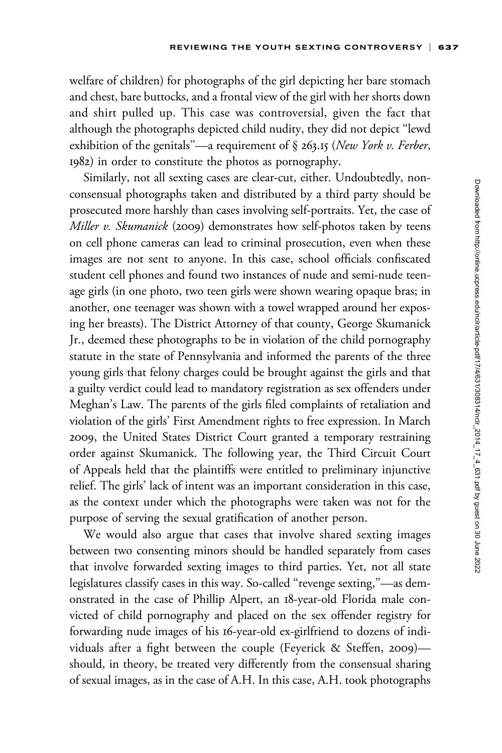welfare of children) for photographs of the girl depicting her bare stomach and chest, bare buttocks, and a frontal view of the girl with her shorts down and shirt pulled up. This case was controversial, given the fact that although the photographs depicted child nudity, they did not depict "lewd exhibition of the genitals"—a requirement of § 263.15 (*New York v. Ferber*, 1982) in order to constitute the photos as pornography.

Similarly, not all sexting cases are clear-cut, either. Undoubtedly, nonconsensual photographs taken and distributed by a third party should be prosecuted more harshly than cases involving self-portraits. Yet, the case of *Miller v. Skumanick* (2009) demonstrates how self-photos taken by teens on cell phone cameras can lead to criminal prosecution, even when these images are not sent to anyone. In this case, school officials confiscated student cell phones and found two instances of nude and semi-nude teenage girls (in one photo, two teen girls were shown wearing opaque bras; in another, one teenager was shown with a towel wrapped around her exposing her breasts). The District Attorney of that county, George Skumanick Jr., deemed these photographs to be in violation of the child pornography statute in the state of Pennsylvania and informed the parents of the three young girls that felony charges could be brought against the girls and that a guilty verdict could lead to mandatory registration as sex offenders under Meghan's Law. The parents of the girls filed complaints of retaliation and violation of the girls' First Amendment rights to free expression. In March 2009, the United States District Court granted a temporary restraining order against Skumanick. The following year, the Third Circuit Court of Appeals held that the plaintiffs were entitled to preliminary injunctive relief. The girls' lack of intent was an important consideration in this case, as the context under which the photographs were taken was not for the purpose of serving the sexual gratification of another person.

We would also argue that cases that involve shared sexting images between two consenting minors should be handled separately from cases that involve forwarded sexting images to third parties. Yet, not all state legislatures classify cases in this way. So-called "revenge sexting,"—as demonstrated in the case of Phillip Alpert, an 18-year-old Florida male convicted of child pornography and placed on the sex offender registry for forwarding nude images of his 16-year-old ex-girlfriend to dozens of individuals after a fight between the couple (Feyerick & Steffen, 2009)—should, in theory, be treated very differently from the consensual sharing of sexual images, as in the case of A.H. In this case, A.H. took photographs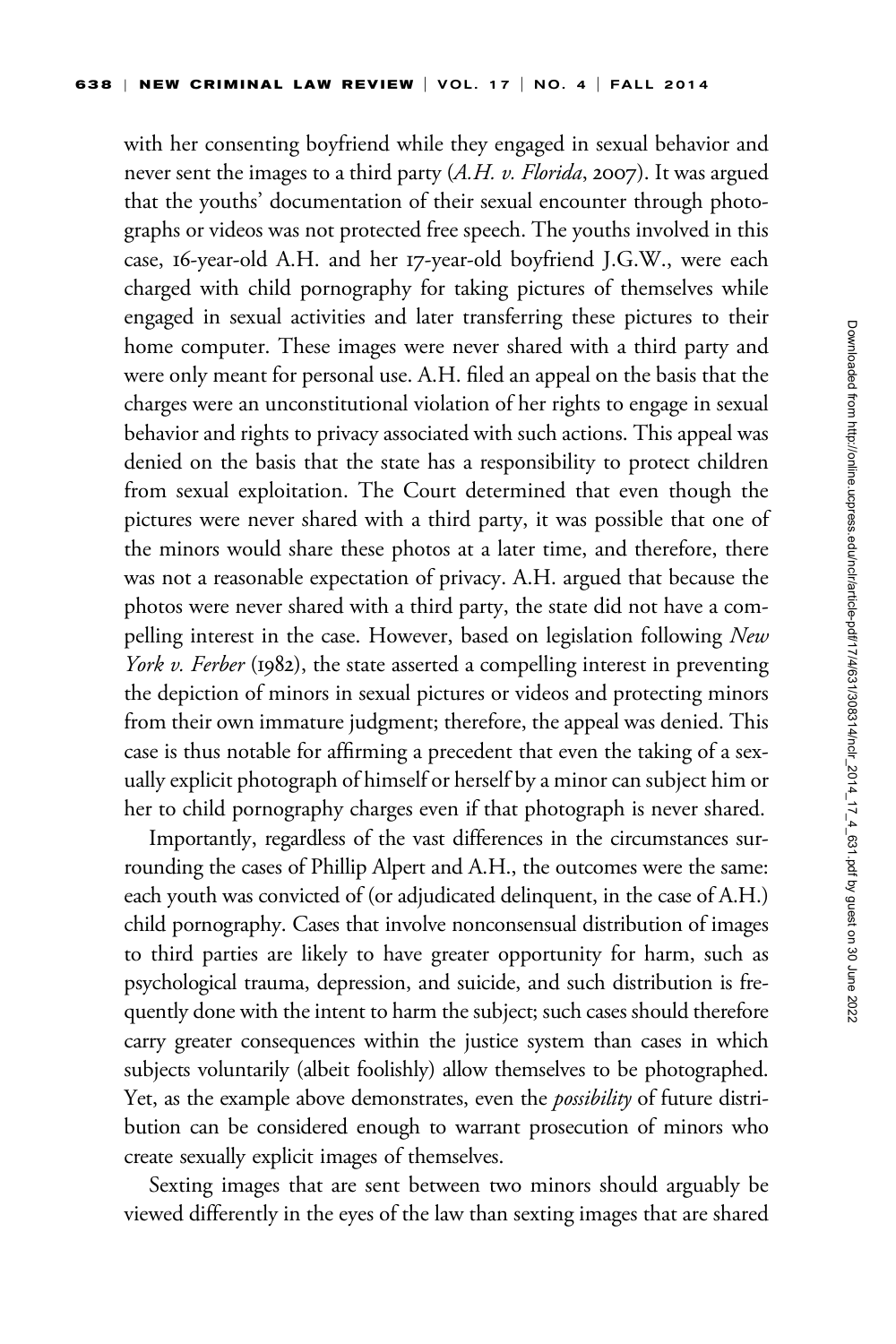with her consenting boyfriend while they engaged in sexual behavior and never sent the images to a third party (*A.H. v. Florida*, 2007). It was argued that the youths' documentation of their sexual encounter through photographs or videos was not protected free speech. The youths involved in this case, 16-year-old A.H. and her 17-year-old boyfriend J.G.W., were each charged with child pornography for taking pictures of themselves while engaged in sexual activities and later transferring these pictures to their home computer. These images were never shared with a third party and were only meant for personal use. A.H. filed an appeal on the basis that the charges were an unconstitutional violation of her rights to engage in sexual behavior and rights to privacy associated with such actions. This appeal was denied on the basis that the state has a responsibility to protect children from sexual exploitation. The Court determined that even though the pictures were never shared with a third party, it was possible that one of the minors would share these photos at a later time, and therefore, there was not a reasonable expectation of privacy. A.H. argued that because the photos were never shared with a third party, the state did not have a compelling interest in the case. However, based on legislation following *New York v. Ferber* (1982), the state asserted a compelling interest in preventing the depiction of minors in sexual pictures or videos and protecting minors from their own immature judgment; therefore, the appeal was denied. This case is thus notable for affirming a precedent that even the taking of a sexually explicit photograph of himself or herself by a minor can subject him or her to child pornography charges even if that photograph is never shared.

Importantly, regardless of the vast differences in the circumstances surrounding the cases of Phillip Alpert and A.H., the outcomes were the same: each youth was convicted of (or adjudicated delinquent, in the case of A.H.) child pornography. Cases that involve nonconsensual distribution of images to third parties are likely to have greater opportunity for harm, such as psychological trauma, depression, and suicide, and such distribution is frequently done with the intent to harm the subject; such cases should therefore carry greater consequences within the justice system than cases in which subjects voluntarily (albeit foolishly) allow themselves to be photographed. Yet, as the example above demonstrates, even the *possibility* of future distribution can be considered enough to warrant prosecution of minors who create sexually explicit images of themselves.

Sexting images that are sent between two minors should arguably be viewed differently in the eyes of the law than sexting images that are shared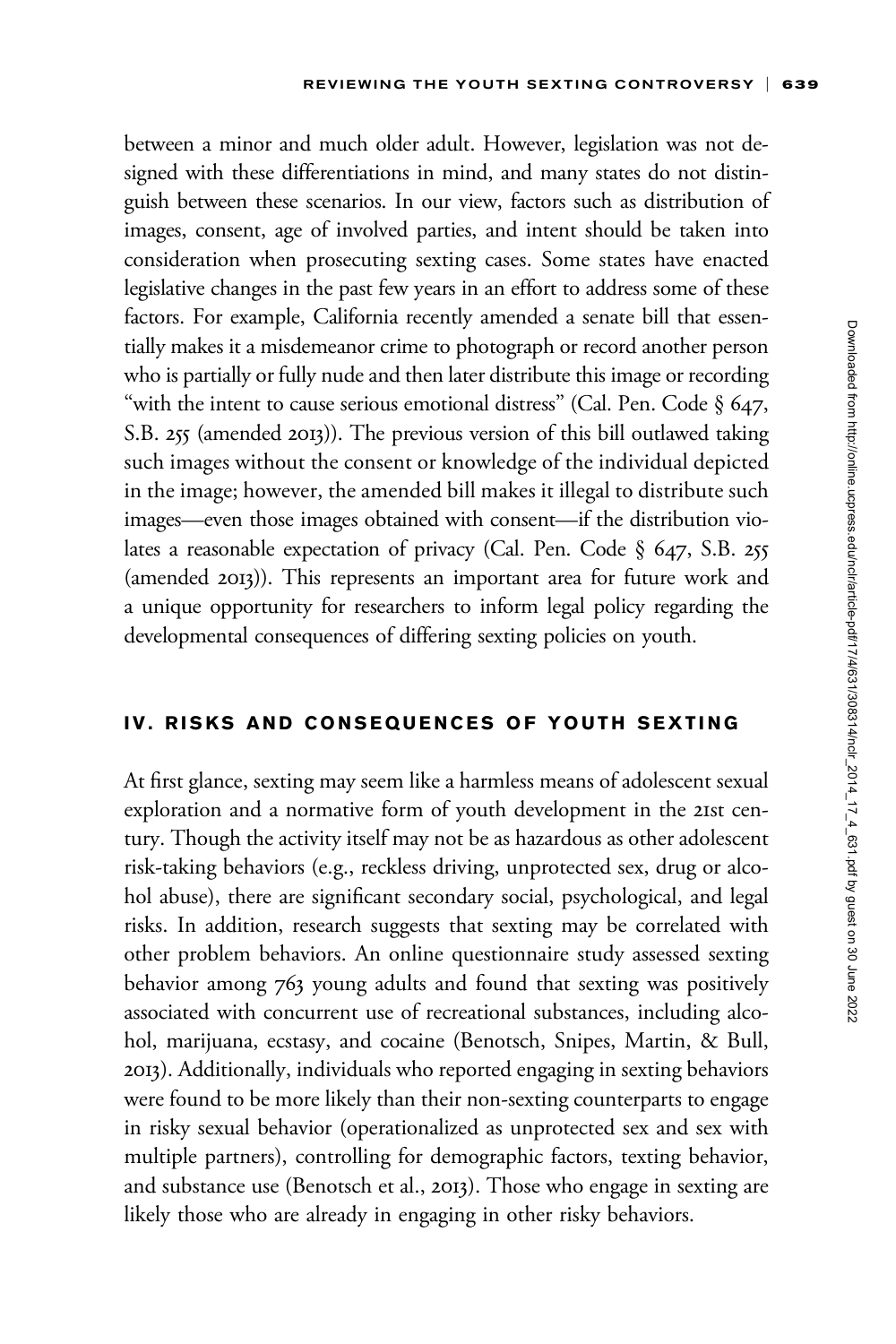between a minor and much older adult. However, legislation was not designed with these differentiations in mind, and many states do not distinguish between these scenarios. In our view, factors such as distribution of images, consent, age of involved parties, and intent should be taken into consideration when prosecuting sexting cases. Some states have enacted legislative changes in the past few years in an effort to address some of these factors. For example, California recently amended a senate bill that essentially makes it a misdemeanor crime to photograph or record another person who is partially or fully nude and then later distribute this image or recording "with the intent to cause serious emotional distress" (Cal. Pen. Code § 647, S.B. 255 (amended 2013)). The previous version of this bill outlawed taking such images without the consent or knowledge of the individual depicted in the image; however, the amended bill makes it illegal to distribute such images—even those images obtained with consent—if the distribution violates a reasonable expectation of privacy (Cal. Pen. Code § 647, S.B. 255 (amended 2013)). This represents an important area for future work and a unique opportunity for researchers to inform legal policy regarding the developmental consequences of differing sexting policies on youth.

## IV. RISKS AND CONSEQUENCES OF YOUTH SEXTING

At first glance, sexting may seem like a harmless means of adolescent sexual exploration and a normative form of youth development in the 21st century. Though the activity itself may not be as hazardous as other adolescent risk-taking behaviors (e.g., reckless driving, unprotected sex, drug or alcohol abuse), there are significant secondary social, psychological, and legal risks. In addition, research suggests that sexting may be correlated with other problem behaviors. An online questionnaire study assessed sexting behavior among 763 young adults and found that sexting was positively associated with concurrent use of recreational substances, including alcohol, marijuana, ecstasy, and cocaine (Benotsch, Snipes, Martin, & Bull, 2013). Additionally, individuals who reported engaging in sexting behaviors were found to be more likely than their non-sexting counterparts to engage in risky sexual behavior (operationalized as unprotected sex and sex with multiple partners), controlling for demographic factors, texting behavior, and substance use (Benotsch et al., 2013). Those who engage in sexting are likely those who are already in engaging in other risky behaviors.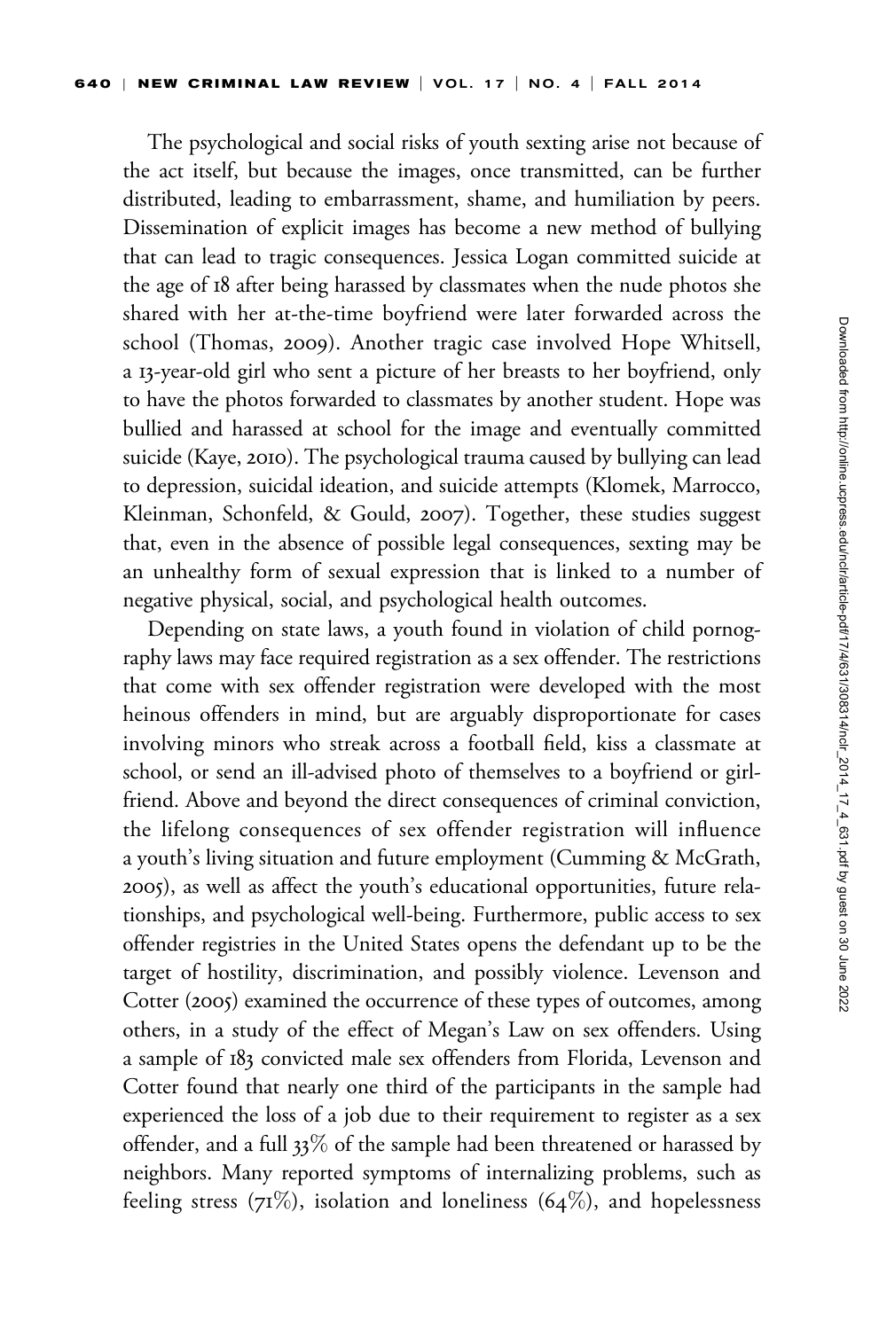The psychological and social risks of youth sexting arise not because of the act itself, but because the images, once transmitted, can be further distributed, leading to embarrassment, shame, and humiliation by peers. Dissemination of explicit images has become a new method of bullying that can lead to tragic consequences. Jessica Logan committed suicide at the age of 18 after being harassed by classmates when the nude photos she shared with her at-the-time boyfriend were later forwarded across the school (Thomas, 2009). Another tragic case involved Hope Whitsell, a 13-year-old girl who sent a picture of her breasts to her boyfriend, only to have the photos forwarded to classmates by another student. Hope was bullied and harassed at school for the image and eventually committed suicide (Kaye, 2010). The psychological trauma caused by bullying can lead to depression, suicidal ideation, and suicide attempts (Klomek, Marrocco, Kleinman, Schonfeld, & Gould, 2007). Together, these studies suggest that, even in the absence of possible legal consequences, sexting may be an unhealthy form of sexual expression that is linked to a number of negative physical, social, and psychological health outcomes.

Depending on state laws, a youth found in violation of child pornography laws may face required registration as a sex offender. The restrictions that come with sex offender registration were developed with the most heinous offenders in mind, but are arguably disproportionate for cases involving minors who streak across a football field, kiss a classmate at school, or send an ill-advised photo of themselves to a boyfriend or girlfriend. Above and beyond the direct consequences of criminal conviction, the lifelong consequences of sex offender registration will influence a youth's living situation and future employment (Cumming & McGrath, 2005), as well as affect the youth's educational opportunities, future relationships, and psychological well-being. Furthermore, public access to sex offender registries in the United States opens the defendant up to be the target of hostility, discrimination, and possibly violence. Levenson and Cotter (2005) examined the occurrence of these types of outcomes, among others, in a study of the effect of Megan's Law on sex offenders. Using a sample of 183 convicted male sex offenders from Florida, Levenson and Cotter found that nearly one third of the participants in the sample had experienced the loss of a job due to their requirement to register as a sex offender, and a full 33% of the sample had been threatened or harassed by neighbors. Many reported symptoms of internalizing problems, such as feeling stress (71%), isolation and loneliness (64%), and hopelessness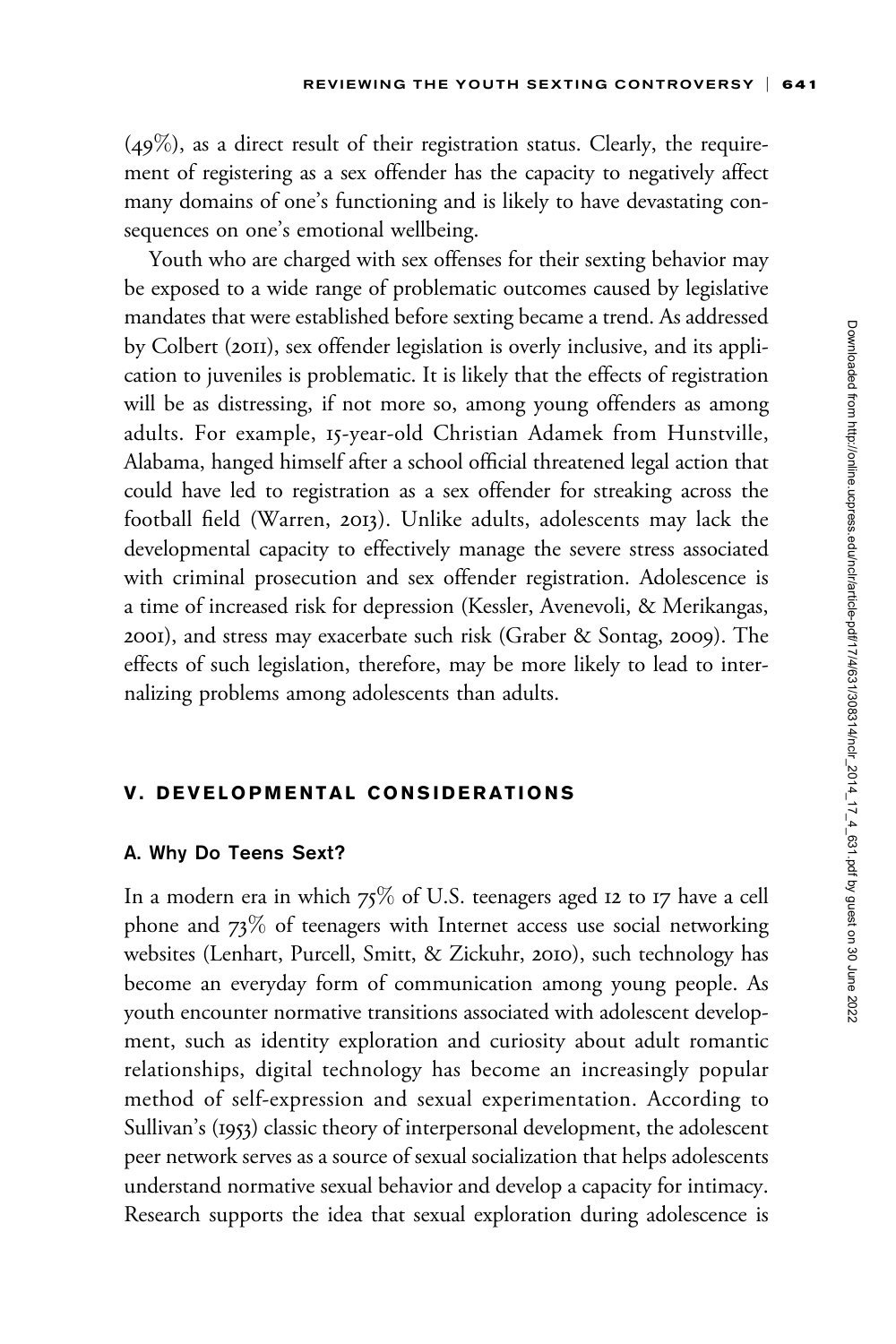(49%), as a direct result of their registration status. Clearly, the requirement of registering as a sex offender has the capacity to negatively affect many domains of one's functioning and is likely to have devastating consequences on one's emotional wellbeing.

Youth who are charged with sex offenses for their sexting behavior may be exposed to a wide range of problematic outcomes caused by legislative mandates that were established before sexting became a trend. As addressed by Colbert (2011), sex offender legislation is overly inclusive, and its application to juveniles is problematic. It is likely that the effects of registration will be as distressing, if not more so, among young offenders as among adults. For example, 15-year-old Christian Adamek from Hunstville, Alabama, hanged himself after a school official threatened legal action that could have led to registration as a sex offender for streaking across the football field (Warren, 2013). Unlike adults, adolescents may lack the developmental capacity to effectively manage the severe stress associated with criminal prosecution and sex offender registration. Adolescence is a time of increased risk for depression (Kessler, Avenevoli, & Merikangas, 2001), and stress may exacerbate such risk (Graber & Sontag, 2009). The effects of such legislation, therefore, may be more likely to lead to internalizing problems among adolescents than adults.

## V. DEVELOPMENTAL CONSIDERATIONS

### A. Why Do Teens Sext?

In a modern era in which 75% of U.S. teenagers aged 12 to 17 have a cell phone and 73% of teenagers with Internet access use social networking websites (Lenhart, Purcell, Smitt, & Zickuhr, 2010), such technology has become an everyday form of communication among young people. As youth encounter normative transitions associated with adolescent development, such as identity exploration and curiosity about adult romantic relationships, digital technology has become an increasingly popular method of self-expression and sexual experimentation. According to Sullivan's (1953) classic theory of interpersonal development, the adolescent peer network serves as a source of sexual socialization that helps adolescents understand normative sexual behavior and develop a capacity for intimacy. Research supports the idea that sexual exploration during adolescence is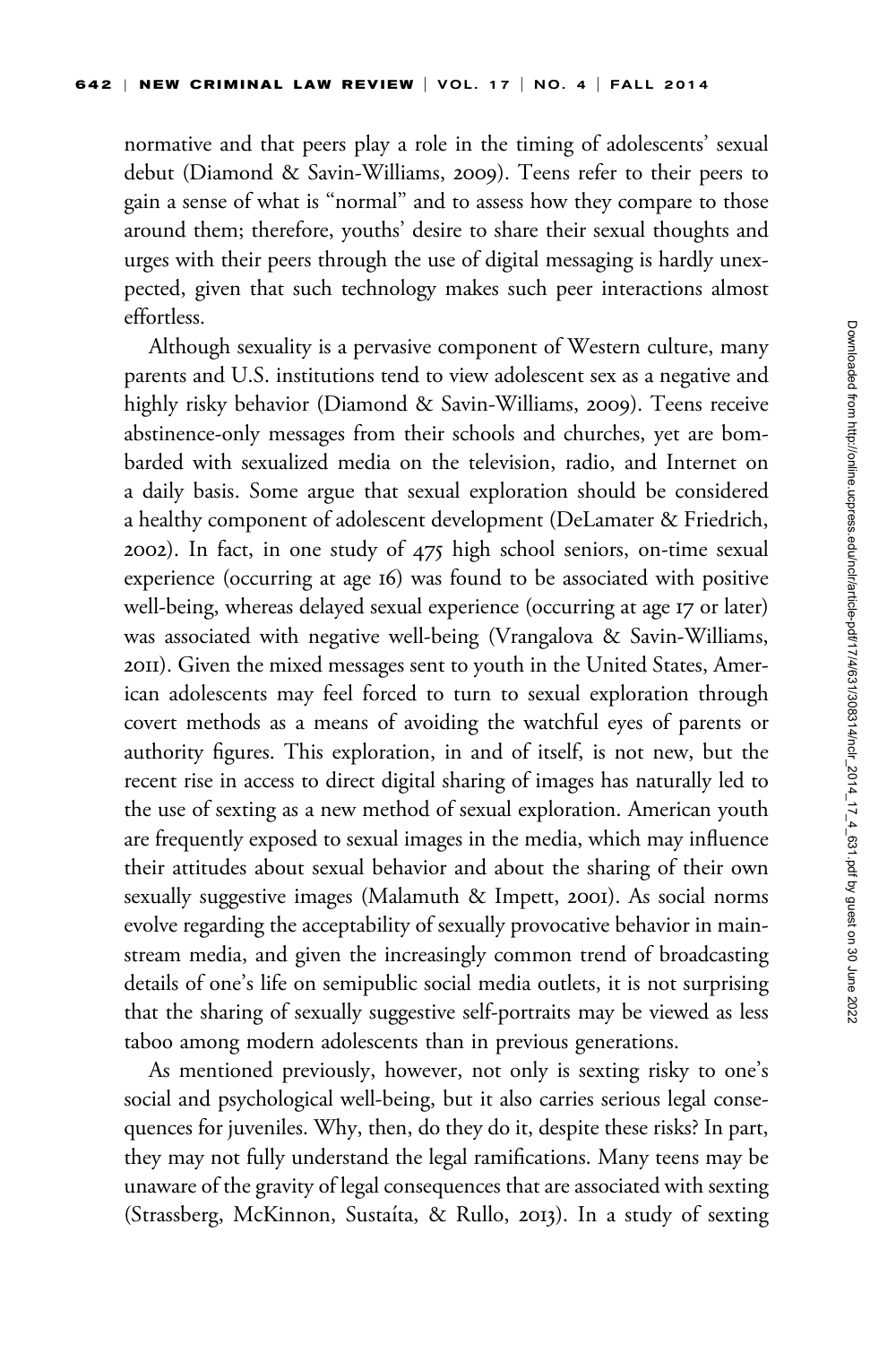normative and that peers play a role in the timing of adolescents' sexual debut (Diamond & Savin-Williams, 2009). Teens refer to their peers to gain a sense of what is "normal" and to assess how they compare to those around them; therefore, youths' desire to share their sexual thoughts and urges with their peers through the use of digital messaging is hardly unexpected, given that such technology makes such peer interactions almost effortless.

Although sexuality is a pervasive component of Western culture, many parents and U.S. institutions tend to view adolescent sex as a negative and highly risky behavior (Diamond & Savin-Williams, 2009). Teens receive abstinence-only messages from their schools and churches, yet are bombarded with sexualized media on the television, radio, and Internet on a daily basis. Some argue that sexual exploration should be considered a healthy component of adolescent development (DeLamater & Friedrich, 2002). In fact, in one study of 475 high school seniors, on-time sexual experience (occurring at age 16) was found to be associated with positive well-being, whereas delayed sexual experience (occurring at age 17 or later) was associated with negative well-being (Vrangalova & Savin-Williams, 2011). Given the mixed messages sent to youth in the United States, American adolescents may feel forced to turn to sexual exploration through covert methods as a means of avoiding the watchful eyes of parents or authority figures. This exploration, in and of itself, is not new, but the recent rise in access to direct digital sharing of images has naturally led to the use of sexting as a new method of sexual exploration. American youth are frequently exposed to sexual images in the media, which may influence their attitudes about sexual behavior and about the sharing of their own sexually suggestive images (Malamuth & Impett, 2001). As social norms evolve regarding the acceptability of sexually provocative behavior in mainstream media, and given the increasingly common trend of broadcasting details of one's life on semipublic social media outlets, it is not surprising that the sharing of sexually suggestive self-portraits may be viewed as less taboo among modern adolescents than in previous generations.

As mentioned previously, however, not only is sexting risky to one's social and psychological well-being, but it also carries serious legal consequences for juveniles. Why, then, do they do it, despite these risks? In part, they may not fully understand the legal ramifications. Many teens may be unaware of the gravity of legal consequences that are associated with sexting (Strassberg, McKinnon, Sustaíta, & Rullo, 2013). In a study of sexting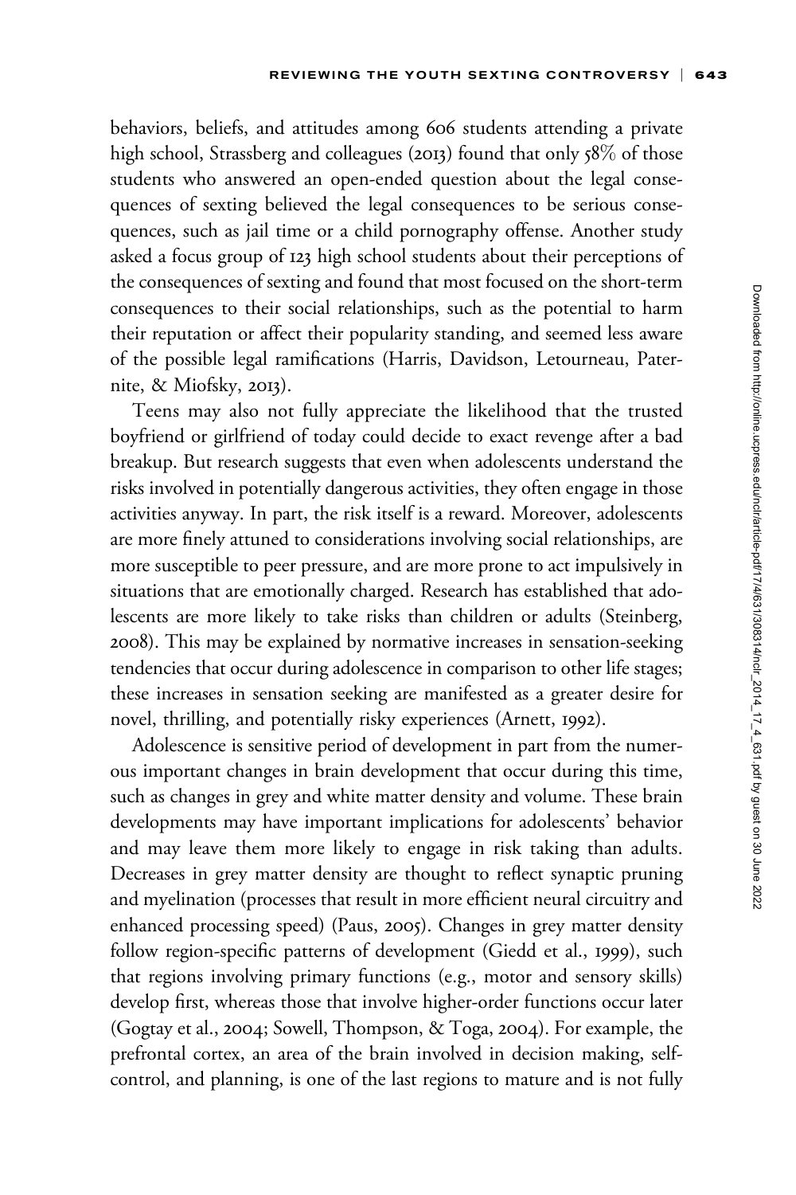behaviors, beliefs, and attitudes among 606 students attending a private high school, Strassberg and colleagues (2013) found that only 58% of those students who answered an open-ended question about the legal consequences of sexting believed the legal consequences to be serious consequences, such as jail time or a child pornography offense. Another study asked a focus group of 123 high school students about their perceptions of the consequences of sexting and found that most focused on the short-term consequences to their social relationships, such as the potential to harm their reputation or affect their popularity standing, and seemed less aware of the possible legal ramifications (Harris, Davidson, Letourneau, Paternite, & Miofsky, 2013).

Teens may also not fully appreciate the likelihood that the trusted boyfriend or girlfriend of today could decide to exact revenge after a bad breakup. But research suggests that even when adolescents understand the risks involved in potentially dangerous activities, they often engage in those activities anyway. In part, the risk itself is a reward. Moreover, adolescents are more finely attuned to considerations involving social relationships, are more susceptible to peer pressure, and are more prone to act impulsively in situations that are emotionally charged. Research has established that adolescents are more likely to take risks than children or adults (Steinberg, 2008). This may be explained by normative increases in sensation-seeking tendencies that occur during adolescence in comparison to other life stages; these increases in sensation seeking are manifested as a greater desire for novel, thrilling, and potentially risky experiences (Arnett, 1992).

Adolescence is sensitive period of development in part from the numerous important changes in brain development that occur during this time, such as changes in grey and white matter density and volume. These brain developments may have important implications for adolescents' behavior and may leave them more likely to engage in risk taking than adults. Decreases in grey matter density are thought to reflect synaptic pruning and myelination (processes that result in more efficient neural circuitry and enhanced processing speed) (Paus, 2005). Changes in grey matter density follow region-specific patterns of development (Giedd et al., 1999), such that regions involving primary functions (e.g., motor and sensory skills) develop first, whereas those that involve higher-order functions occur later (Gogtay et al., 2004; Sowell, Thompson, & Toga, 2004). For example, the prefrontal cortex, an area of the brain involved in decision making, self-control, and planning, is one of the last regions to mature and is not fully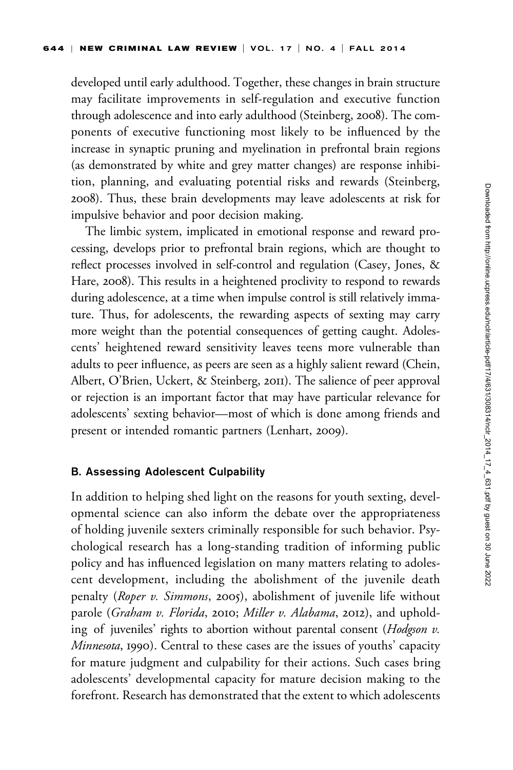developed until early adulthood. Together, these changes in brain structure may facilitate improvements in self-regulation and executive function through adolescence and into early adulthood (Steinberg, 2008). The components of executive functioning most likely to be influenced by the increase in synaptic pruning and myelination in prefrontal brain regions (as demonstrated by white and grey matter changes) are response inhibition, planning, and evaluating potential risks and rewards (Steinberg, 2008). Thus, these brain developments may leave adolescents at risk for impulsive behavior and poor decision making.

The limbic system, implicated in emotional response and reward processing, develops prior to prefrontal brain regions, which are thought to reflect processes involved in self-control and regulation (Casey, Jones, & Hare, 2008). This results in a heightened proclivity to respond to rewards during adolescence, at a time when impulse control is still relatively immature. Thus, for adolescents, the rewarding aspects of sexting may carry more weight than the potential consequences of getting caught. Adolescents' heightened reward sensitivity leaves teens more vulnerable than adults to peer influence, as peers are seen as a highly salient reward (Chein, Albert, O'Brien, Uckert, & Steinberg, 2011). The salience of peer approval or rejection is an important factor that may have particular relevance for adolescents' sexting behavior—most of which is done among friends and present or intended romantic partners (Lenhart, 2009).

### B. Assessing Adolescent Culpability

In addition to helping shed light on the reasons for youth sexting, developmental science can also inform the debate over the appropriateness of holding juvenile sexters criminally responsible for such behavior. Psychological research has a long-standing tradition of informing public policy and has influenced legislation on many matters relating to adolescent development, including the abolishment of the juvenile death penalty (*Roper v. Simmons*, 2005), abolishment of juvenile life without parole (*Graham v. Florida*, 2010; *Miller v. Alabama*, 2012), and upholding of juveniles' rights to abortion without parental consent (*Hodgson v. Minnesota*, 1990). Central to these cases are the issues of youths' capacity for mature judgment and culpability for their actions. Such cases bring adolescents' developmental capacity for mature decision making to the forefront. Research has demonstrated that the extent to which adolescents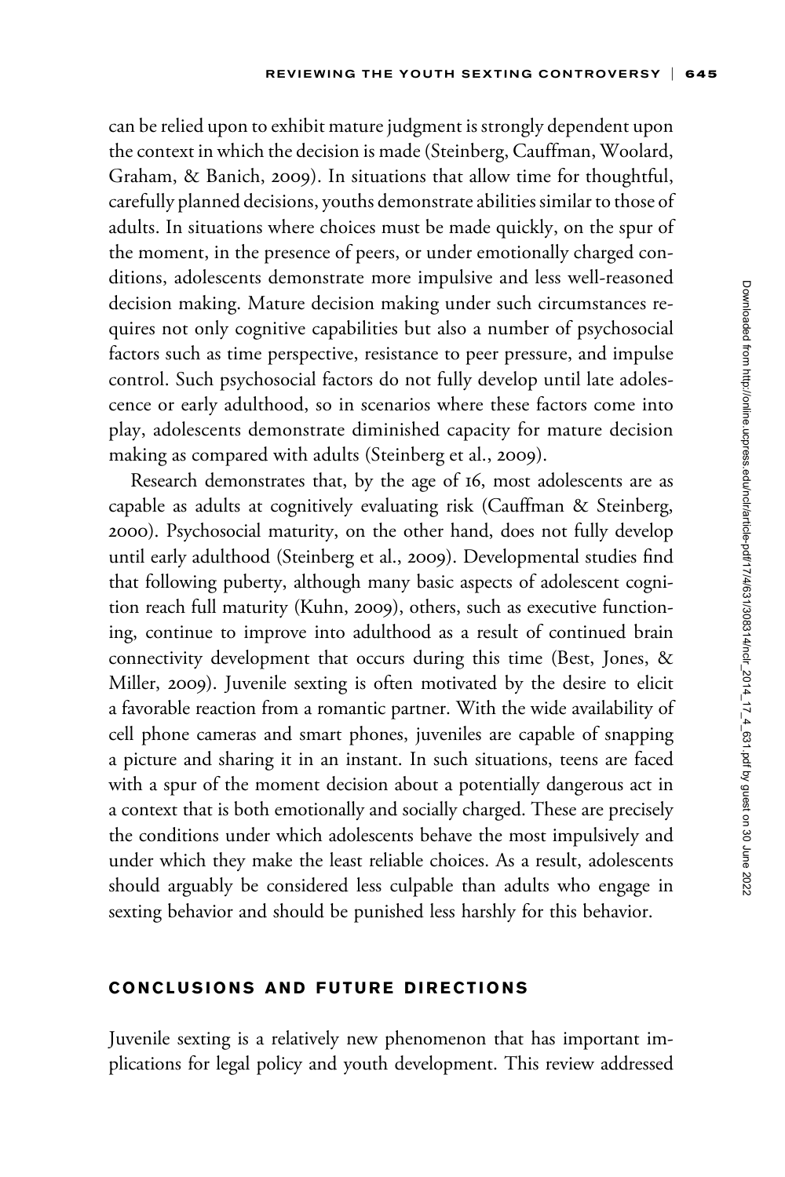can be relied upon to exhibit mature judgment is strongly dependent upon the context in which the decision is made (Steinberg, Cauffman, Woolard, Graham, & Banich, 2009). In situations that allow time for thoughtful, carefully planned decisions, youths demonstrate abilities similar to those of adults. In situations where choices must be made quickly, on the spur of the moment, in the presence of peers, or under emotionally charged conditions, adolescents demonstrate more impulsive and less well-reasoned decision making. Mature decision making under such circumstances requires not only cognitive capabilities but also a number of psychosocial factors such as time perspective, resistance to peer pressure, and impulse control. Such psychosocial factors do not fully develop until late adolescence or early adulthood, so in scenarios where these factors come into play, adolescents demonstrate diminished capacity for mature decision making as compared with adults (Steinberg et al., 2009).

Research demonstrates that, by the age of 16, most adolescents are as capable as adults at cognitively evaluating risk (Cauffman & Steinberg, 2000). Psychosocial maturity, on the other hand, does not fully develop until early adulthood (Steinberg et al., 2009). Developmental studies find that following puberty, although many basic aspects of adolescent cognition reach full maturity (Kuhn, 2009), others, such as executive functioning, continue to improve into adulthood as a result of continued brain connectivity development that occurs during this time (Best, Jones, & Miller, 2009). Juvenile sexting is often motivated by the desire to elicit a favorable reaction from a romantic partner. With the wide availability of cell phone cameras and smart phones, juveniles are capable of snapping a picture and sharing it in an instant. In such situations, teens are faced with a spur of the moment decision about a potentially dangerous act in a context that is both emotionally and socially charged. These are precisely the conditions under which adolescents behave the most impulsively and under which they make the least reliable choices. As a result, adolescents should arguably be considered less culpable than adults who engage in sexting behavior and should be punished less harshly for this behavior.

## CONCLUSIONS AND FUTURE DIRECTIONS

Juvenile sexting is a relatively new phenomenon that has important implications for legal policy and youth development. This review addressed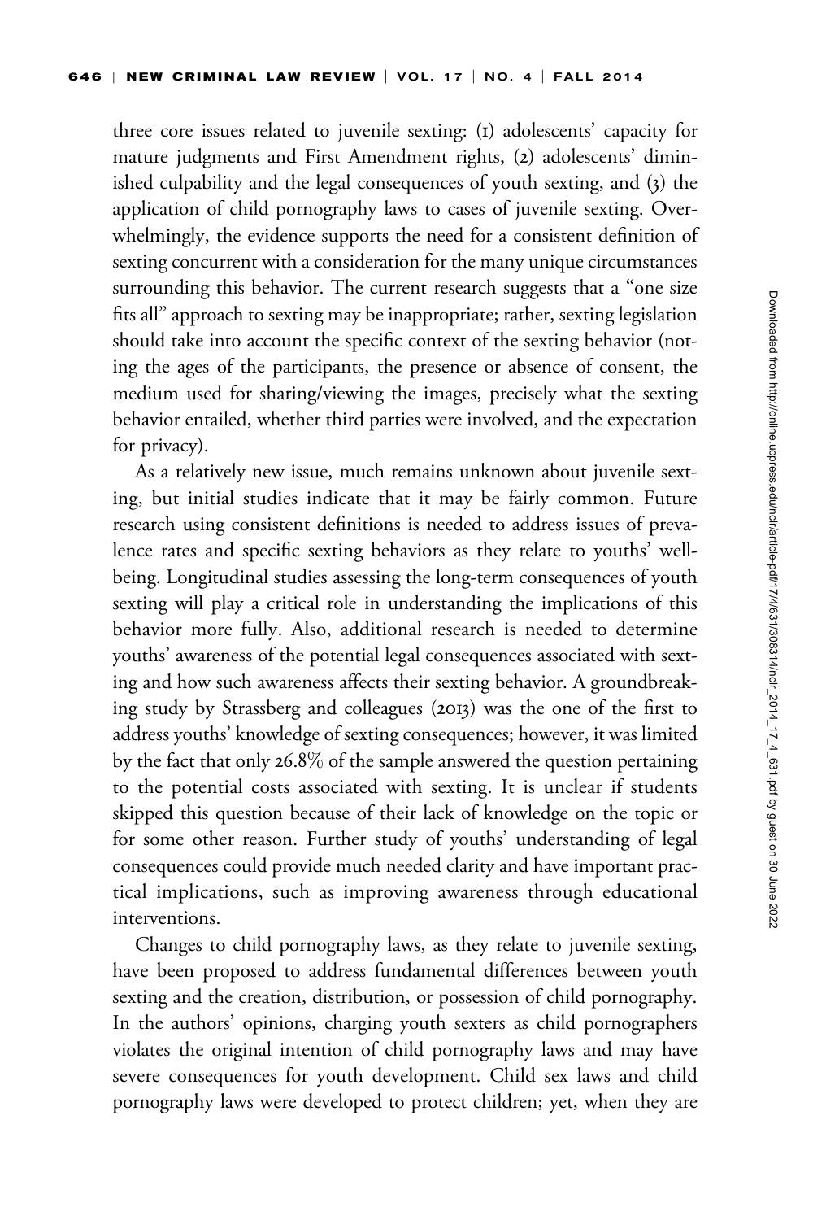three core issues related to juvenile sexting: (1) adolescents' capacity for mature judgments and First Amendment rights, (2) adolescents' diminished culpability and the legal consequences of youth sexting, and (3) the application of child pornography laws to cases of juvenile sexting. Overwhelmingly, the evidence supports the need for a consistent definition of sexting concurrent with a consideration for the many unique circumstances surrounding this behavior. The current research suggests that a "one size fits all" approach to sexting may be inappropriate; rather, sexting legislation should take into account the specific context of the sexting behavior (noting the ages of the participants, the presence or absence of consent, the medium used for sharing/viewing the images, precisely what the sexting behavior entailed, whether third parties were involved, and the expectation for privacy).

As a relatively new issue, much remains unknown about juvenile sexting, but initial studies indicate that it may be fairly common. Future research using consistent definitions is needed to address issues of prevalence rates and specific sexting behaviors as they relate to youths' wellbeing. Longitudinal studies assessing the long-term consequences of youth sexting will play a critical role in understanding the implications of this behavior more fully. Also, additional research is needed to determine youths' awareness of the potential legal consequences associated with sexting and how such awareness affects their sexting behavior. A groundbreaking study by Strassberg and colleagues (2013) was the one of the first to address youths' knowledge of sexting consequences; however, it was limited by the fact that only 26.8% of the sample answered the question pertaining to the potential costs associated with sexting. It is unclear if students skipped this question because of their lack of knowledge on the topic or for some other reason. Further study of youths' understanding of legal consequences could provide much needed clarity and have important practical implications, such as improving awareness through educational interventions.

Changes to child pornography laws, as they relate to juvenile sexting, have been proposed to address fundamental differences between youth sexting and the creation, distribution, or possession of child pornography. In the authors' opinions, charging youth sexters as child pornographers violates the original intention of child pornography laws and may have severe consequences for youth development. Child sex laws and child pornography laws were developed to protect children; yet, when they are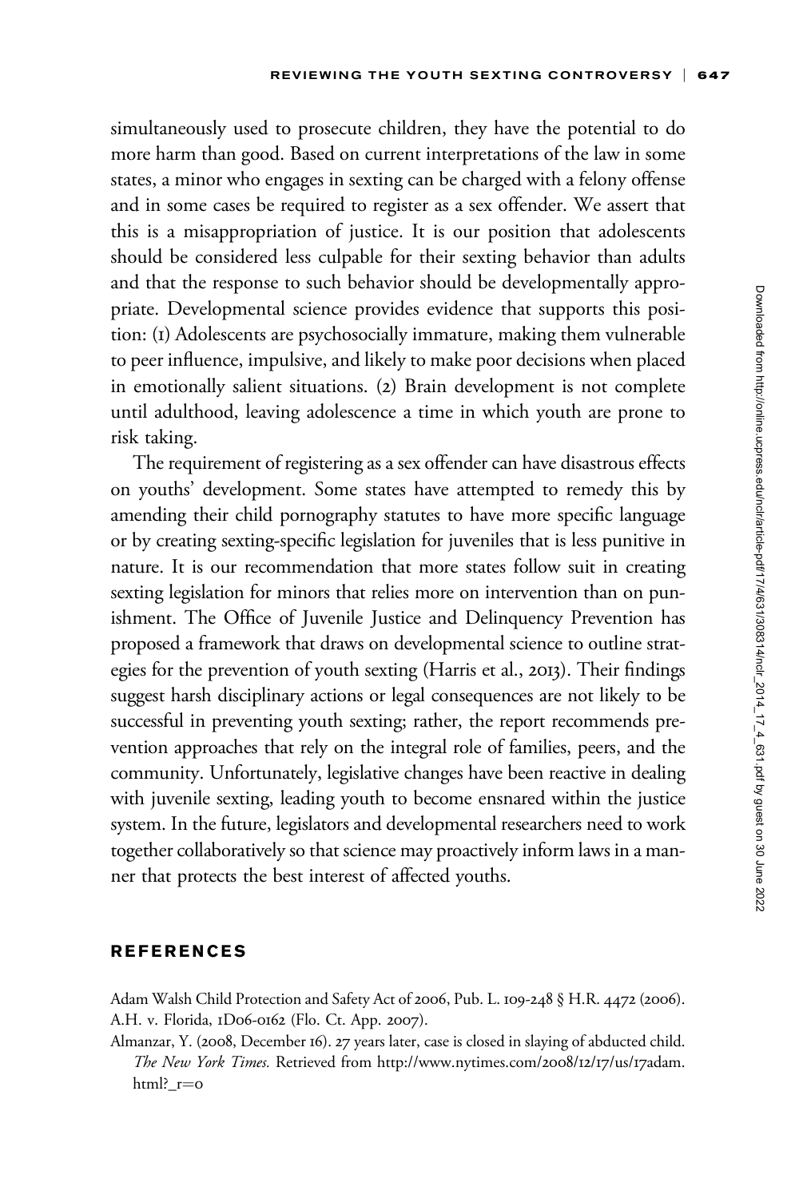simultaneously used to prosecute children, they have the potential to do more harm than good. Based on current interpretations of the law in some states, a minor who engages in sexting can be charged with a felony offense and in some cases be required to register as a sex offender. We assert that this is a misappropriation of justice. It is our position that adolescents should be considered less culpable for their sexting behavior than adults and that the response to such behavior should be developmentally appropriate. Developmental science provides evidence that supports this position: (1) Adolescents are psychosocially immature, making them vulnerable to peer influence, impulsive, and likely to make poor decisions when placed in emotionally salient situations. (2) Brain development is not complete until adulthood, leaving adolescence a time in which youth are prone to risk taking.

The requirement of registering as a sex offender can have disastrous effects on youths' development. Some states have attempted to remedy this by amending their child pornography statutes to have more specific language or by creating sexting-specific legislation for juveniles that is less punitive in nature. It is our recommendation that more states follow suit in creating sexting legislation for minors that relies more on intervention than on punishment. The Office of Juvenile Justice and Delinquency Prevention has proposed a framework that draws on developmental science to outline strategies for the prevention of youth sexting (Harris et al., 2013). Their findings suggest harsh disciplinary actions or legal consequences are not likely to be successful in preventing youth sexting; rather, the report recommends prevention approaches that rely on the integral role of families, peers, and the community. Unfortunately, legislative changes have been reactive in dealing with juvenile sexting, leading youth to become ensnared within the justice system. In the future, legislators and developmental researchers need to work together collaboratively so that science may proactively inform laws in a manner that protects the best interest of affected youths.

## REFERENCES

Adam Walsh Child Protection and Safety Act of 2006, Pub. L. 109-248 § H.R. 4472 (2006).

A.H. v. Florida, 1D06-0162 (Flo. Ct. App. 2007).

Almanzar, Y. (2008, December 16). 27 years later, case is closed in slaying of abducted child. *The New York Times.* Retrieved from http://www.nytimes.com/2008/12/17/us/17adam.html?_r=0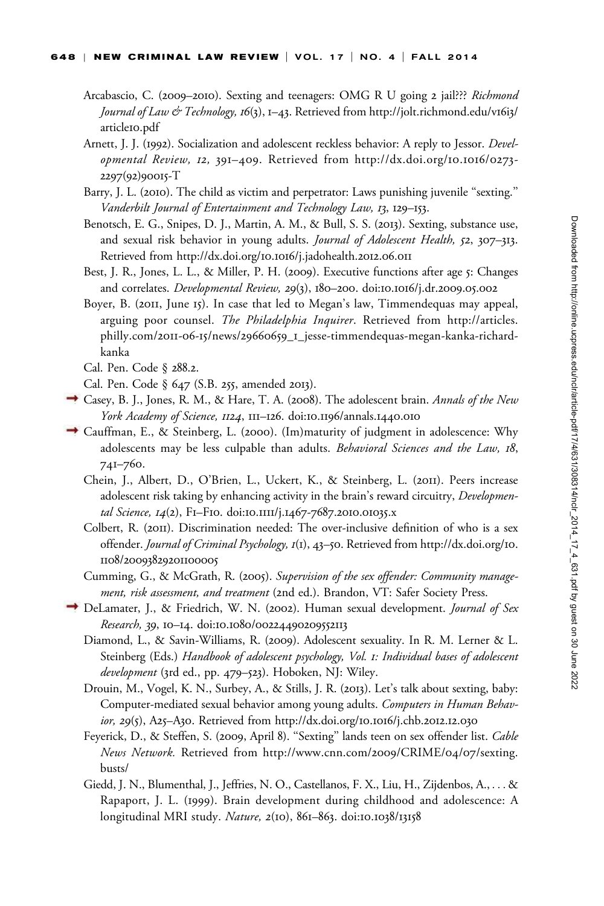Arcabascio, C. (2009–2010). Sexting and teenagers: OMG R U going 2 jail??? *Richmond Journal of Law & Technology, 16*(3), 1–43. Retrieved from http://jolt.richmond.edu/v16i3/article10.pdf

Arnett, J. J. (1992). Socialization and adolescent reckless behavior: A reply to Jessor. *Developmental Review, 12,* 391–409. Retrieved from http://dx.doi.org/10.1016/0273-2297(92)90015-T

Barry, J. L. (2010). The child as victim and perpetrator: Laws punishing juvenile "sexting." *Vanderbilt Journal of Entertainment and Technology Law, 13*, 129–153.

Benotsch, E. G., Snipes, D. J., Martin, A. M., & Bull, S. S. (2013). Sexting, substance use, and sexual risk behavior in young adults. *Journal of Adolescent Health, 52*, 307–313. Retrieved from http://dx.doi.org/10.1016/j.jadohealth.2012.06.011

Best, J. R., Jones, L. L., & Miller, P. H. (2009). Executive functions after age 5: Changes and correlates. *Developmental Review, 29*(3), 180–200. doi:10.1016/j.dr.2009.05.002

Boyer, B. (2011, June 15). In case that led to Megan's law, Timmendequas may appeal, arguing poor counsel. *The Philadelphia Inquirer*. Retrieved from http://articles.philly.com/2011-06-15/news/29660659_1_jesse-timmendequas-megan-kanka-richard-kanka

Cal. Pen. Code § 288.2.

Cal. Pen. Code § 647 (S.B. 255, amended 2013).

Casey, B. J., Jones, R. M., & Hare, T. A. (2008). The adolescent brain. *Annals of the New York Academy of Science, 1124*, 111–126. doi:10.1196/annals.1440.010

Cauffman, E., & Steinberg, L. (2000). (Im)maturity of judgment in adolescence: Why adolescents may be less culpable than adults. *Behavioral Sciences and the Law, 18*, 741–760.

Chein, J., Albert, D., O'Brien, L., Uckert, K., & Steinberg, L. (2011). Peers increase adolescent risk taking by enhancing activity in the brain's reward circuitry, *Developmental Science, 14*(2), F1–F10. doi:10.1111/j.1467-7687.2010.01035.x

Colbert, R. (2011). Discrimination needed: The over-inclusive definition of who is a sex offender. *Journal of Criminal Psychology, 1*(1), 43–50. Retrieved from http://dx.doi.org/10.1108/20093829201100005

Cumming, G., & McGrath, R. (2005). *Supervision of the sex offender: Community management, risk assessment, and treatment* (2nd ed.). Brandon, VT: Safer Society Press.

DeLamater, J., & Friedrich, W. N. (2002). Human sexual development. *Journal of Sex Research, 39*, 10–14. doi:10.1080/00224490209552113

Diamond, L., & Savin-Williams, R. (2009). Adolescent sexuality. In R. M. Lerner & L. Steinberg (Eds.) *Handbook of adolescent psychology, Vol. 1: Individual bases of adolescent development* (3rd ed., pp. 479–523). Hoboken, NJ: Wiley.

Drouin, M., Vogel, K. N., Surbey, A., & Stills, J. R. (2013). Let's talk about sexting, baby: Computer-mediated sexual behavior among young adults. *Computers in Human Behavior, 29*(5), A25–A30. Retrieved from http://dx.doi.org/10.1016/j.chb.2012.12.030

Feyerick, D., & Steffen, S. (2009, April 8). "Sexting" lands teen on sex offender list. *Cable News Network.* Retrieved from http://www.cnn.com/2009/CRIME/04/07/sexting.busts/

Giedd, J. N., Blumenthal, J., Jeffries, N. O., Castellanos, F. X., Liu, H., Zijdenbos, A., . . . & Rapaport, J. L. (1999). Brain development during childhood and adolescence: A longitudinal MRI study. *Nature, 2*(10), 861–863. doi:10.1038/13158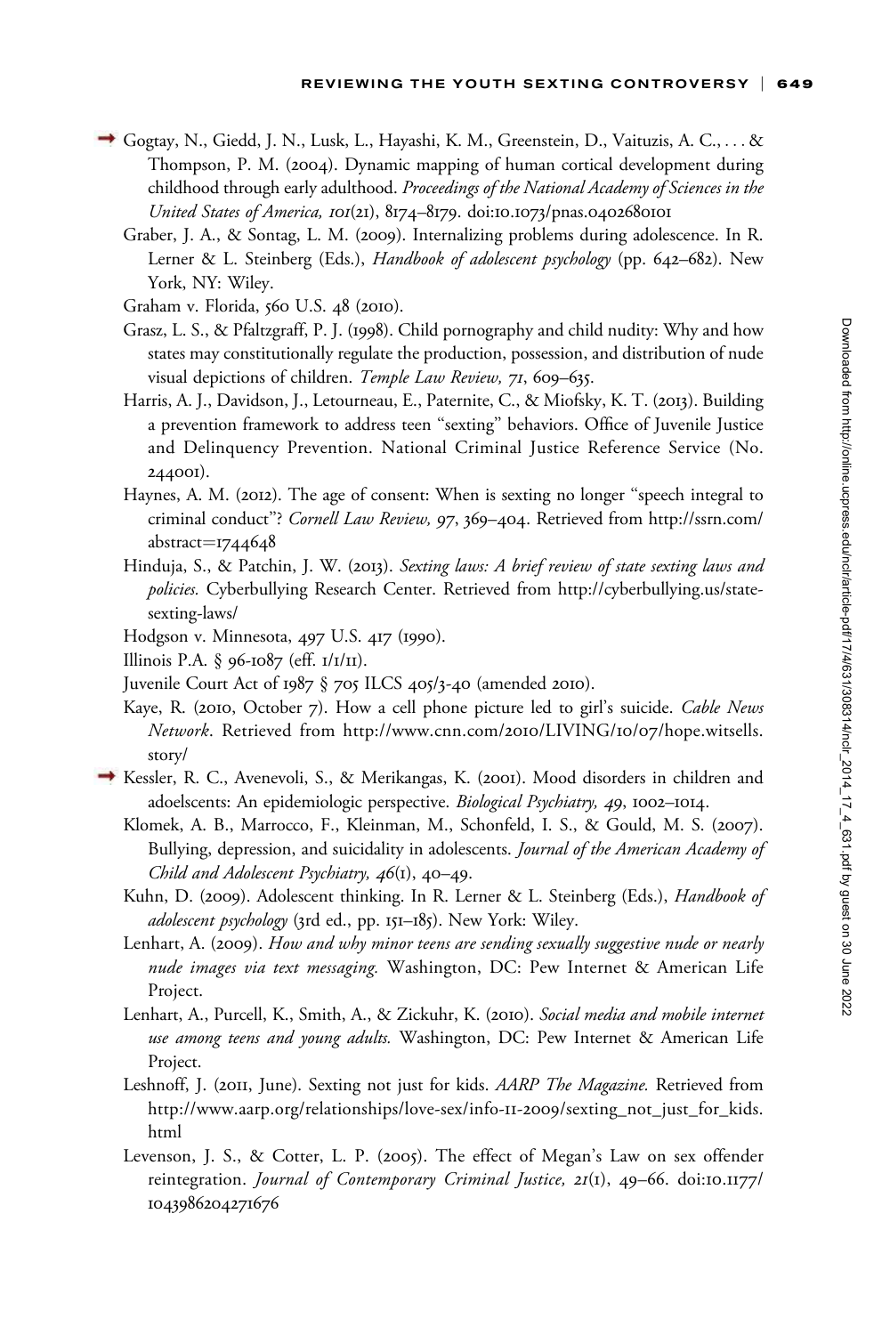Gogtay, N., Giedd, J. N., Lusk, L., Hayashi, K. M., Greenstein, D., Vaituzis, A. C., . . . & Thompson, P. M. (2004). Dynamic mapping of human cortical development during childhood through early adulthood. *Proceedings of the National Academy of Sciences in the United States of America, 101*(21), 8174–8179. doi:10.1073/pnas.0402680101

Graber, J. A., & Sontag, L. M. (2009). Internalizing problems during adolescence. In R. Lerner & L. Steinberg (Eds.), *Handbook of adolescent psychology* (pp. 642–682). New York, NY: Wiley.

Graham v. Florida, 560 U.S. 48 (2010).

Grasz, L. S., & Pfaltzgraff, P. J. (1998). Child pornography and child nudity: Why and how states may constitutionally regulate the production, possession, and distribution of nude visual depictions of children. *Temple Law Review, 71*, 609–635.

Harris, A. J., Davidson, J., Letourneau, E., Paternite, C., & Miofsky, K. T. (2013). Building a prevention framework to address teen "sexting" behaviors. Office of Juvenile Justice and Delinquency Prevention. National Criminal Justice Reference Service (No. 244001).

Haynes, A. M. (2012). The age of consent: When is sexting no longer "speech integral to criminal conduct"? *Cornell Law Review, 97*, 369–404. Retrieved from http://ssrn.com/abstract=1744648

Hinduja, S., & Patchin, J. W. (2013). *Sexting laws: A brief review of state sexting laws and policies.* Cyberbullying Research Center. Retrieved from http://cyberbullying.us/state-sexting-laws/

Hodgson v. Minnesota, 497 U.S. 417 (1990).

Illinois P.A. § 96-1087 (eff. 1/1/11).

Juvenile Court Act of 1987 § 705 ILCS 405/3-40 (amended 2010).

Kaye, R. (2010, October 7). How a cell phone picture led to girl's suicide. *Cable News Network*. Retrieved from http://www.cnn.com/2010/LIVING/10/07/hope.witsells.story/

Kessler, R. C., Avenevoli, S., & Merikangas, K. (2001). Mood disorders in children and adoelscents: An epidemiologic perspective. *Biological Psychiatry, 49*, 1002–1014.

Klomek, A. B., Marrocco, F., Kleinman, M., Schonfeld, I. S., & Gould, M. S. (2007). Bullying, depression, and suicidality in adolescents. *Journal of the American Academy of Child and Adolescent Psychiatry, 46*(1), 40–49.

Kuhn, D. (2009). Adolescent thinking. In R. Lerner & L. Steinberg (Eds.), *Handbook of adolescent psychology* (3rd ed., pp. 151–185). New York: Wiley.

Lenhart, A. (2009). *How and why minor teens are sending sexually suggestive nude or nearly nude images via text messaging.* Washington, DC: Pew Internet & American Life Project.

Lenhart, A., Purcell, K., Smith, A., & Zickuhr, K. (2010). *Social media and mobile internet use among teens and young adults.* Washington, DC: Pew Internet & American Life Project.

Leshnoff, J. (2011, June). Sexting not just for kids. *AARP The Magazine.* Retrieved from http://www.aarp.org/relationships/love-sex/info-11-2009/sexting_not_just_for_kids.html

Levenson, J. S., & Cotter, L. P. (2005). The effect of Megan's Law on sex offender reintegration. *Journal of Contemporary Criminal Justice, 21*(1), 49–66. doi:10.1177/1043986204271676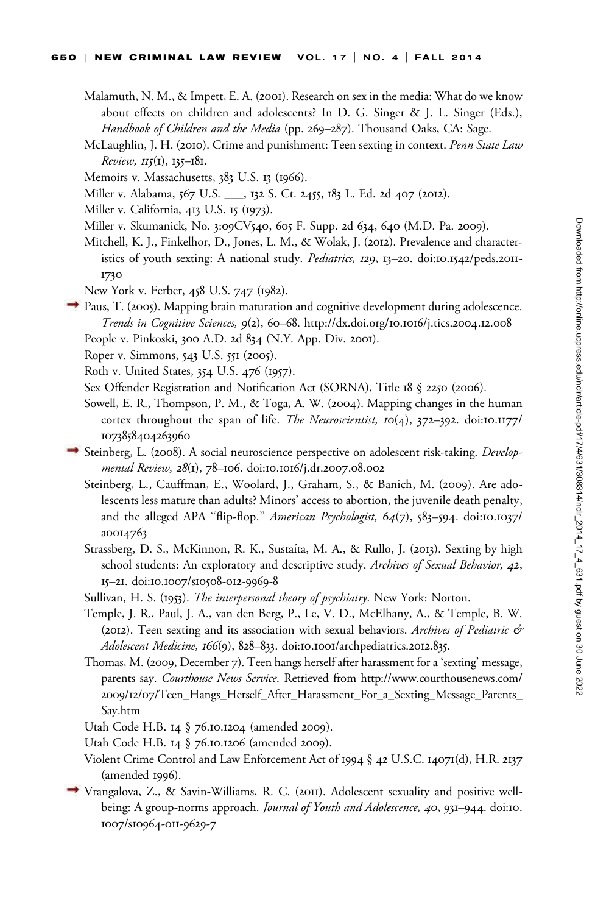Malamuth, N. M., & Impett, E. A. (2001). Research on sex in the media: What do we know about effects on children and adolescents? In D. G. Singer & J. L. Singer (Eds.), *Handbook of Children and the Media* (pp. 269–287). Thousand Oaks, CA: Sage.

McLaughlin, J. H. (2010). Crime and punishment: Teen sexting in context. *Penn State Law Review, 115*(1), 135–181.

Memoirs v. Massachusetts, 383 U.S. 13 (1966).

Miller v. Alabama, 567 U.S. ___, 132 S. Ct. 2455, 183 L. Ed. 2d 407 (2012).

Miller v. California, 413 U.S. 15 (1973).

Miller v. Skumanick, No. 3:09CV540, 605 F. Supp. 2d 634, 640 (M.D. Pa. 2009).

Mitchell, K. J., Finkelhor, D., Jones, L. M., & Wolak, J. (2012). Prevalence and characteristics of youth sexting: A national study. *Pediatrics, 129*, 13–20. doi:10.1542/peds.2011-1730

New York v. Ferber, 458 U.S. 747 (1982).

Paus, T. (2005). Mapping brain maturation and cognitive development during adolescence. *Trends in Cognitive Sciences, 9*(2), 60–68. http://dx.doi.org/10.1016/j.tics.2004.12.008

People v. Pinkoski, 300 A.D. 2d 834 (N.Y. App. Div. 2001).

Roper v. Simmons, 543 U.S. 551 (2005).

Roth v. United States, 354 U.S. 476 (1957).

Sex Offender Registration and Notification Act (SORNA), Title 18 § 2250 (2006).

Sowell, E. R., Thompson, P. M., & Toga, A. W. (2004). Mapping changes in the human cortex throughout the span of life. *The Neuroscientist, 10*(4), 372–392. doi:10.1177/1073858404263960

Steinberg, L. (2008). A social neuroscience perspective on adolescent risk-taking. *Developmental Review, 28*(1), 78–106. doi:10.1016/j.dr.2007.08.002

Steinberg, L., Cauffman, E., Woolard, J., Graham, S., & Banich, M. (2009). Are adolescents less mature than adults? Minors' access to abortion, the juvenile death penalty, and the alleged APA "flip-flop." *American Psychologist, 64*(7), 583–594. doi:10.1037/a0014763

Strassberg, D. S., McKinnon, R. K., Sustaíta, M. A., & Rullo, J. (2013). Sexting by high school students: An exploratory and descriptive study. *Archives of Sexual Behavior, 42*, 15–21. doi:10.1007/s10508-012-9969-8

Sullivan, H. S. (1953). *The interpersonal theory of psychiatry*. New York: Norton.

Temple, J. R., Paul, J. A., van den Berg, P., Le, V. D., McElhany, A., & Temple, B. W. (2012). Teen sexting and its association with sexual behaviors. *Archives of Pediatric & Adolescent Medicine, 166*(9), 828–833. doi:10.1001/archpediatrics.2012.835.

Thomas, M. (2009, December 7). Teen hangs herself after harassment for a 'sexting' message, parents say. *Courthouse News Service*. Retrieved from http://www.courthousenews.com/2009/12/07/Teen_Hangs_Herself_After_Harassment_For_a_Sexting_Message_Parents_Say.htm

Utah Code H.B. 14 § 76.10.1204 (amended 2009).

Utah Code H.B. 14 § 76.10.1206 (amended 2009).

Violent Crime Control and Law Enforcement Act of 1994 § 42 U.S.C. 14071(d), H.R. 2137 (amended 1996).

Vrangalova, Z., & Savin-Williams, R. C. (2011). Adolescent sexuality and positive well-being: A group-norms approach. *Journal of Youth and Adolescence, 40*, 931–944. doi:10.1007/s10964-011-9629-7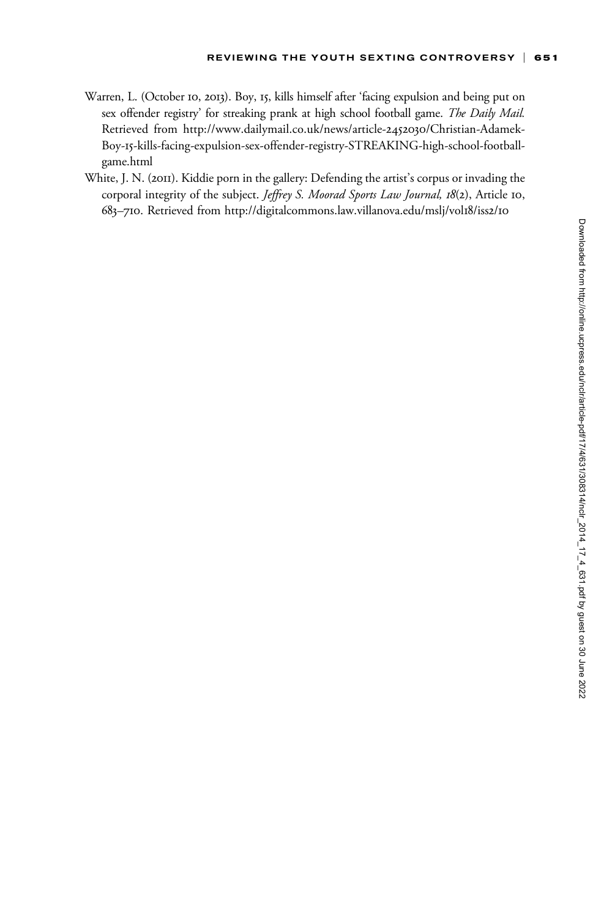Warren, L. (October 10, 2013). Boy, 15, kills himself after 'facing expulsion and being put on sex offender registry' for streaking prank at high school football game. *The Daily Mail.* Retrieved from http://www.dailymail.co.uk/news/article-2452030/Christian-Adamek-Boy-15-kills-facing-expulsion-sex-offender-registry-STREAKING-high-school-football-game.html

White, J. N. (2011). Kiddie porn in the gallery: Defending the artist's corpus or invading the corporal integrity of the subject. *Jeffrey S. Moorad Sports Law Journal, 18*(2), Article 10, 683–710. Retrieved from http://digitalcommons.law.villanova.edu/mslj/vol18/iss2/10